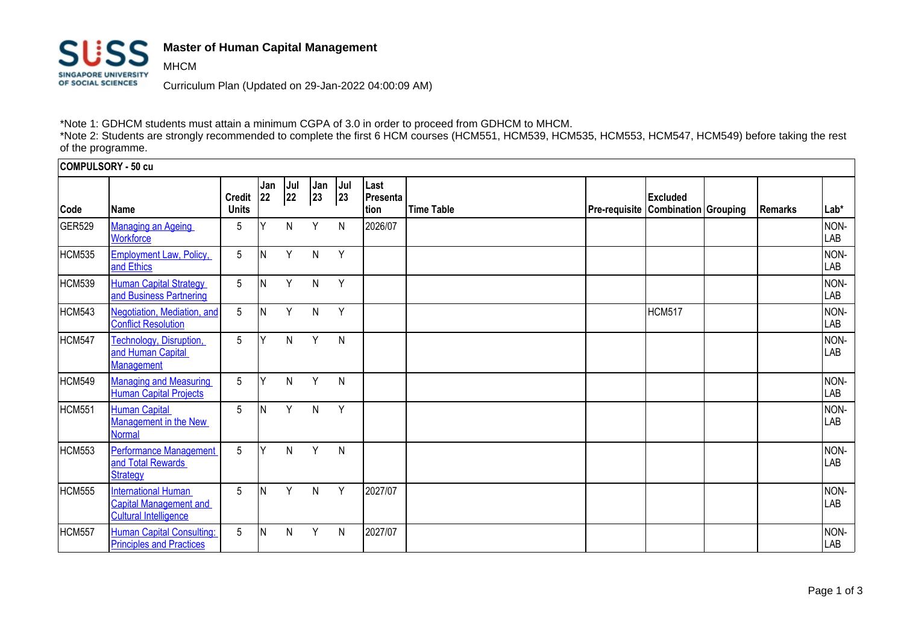# Master of Human Capital Management

MHCM

Curriculum Plan (Updated on 29-Jan-2022 04:00:09 AM)

*Note 1: GDHCM students must attain a minimum CGPA of 3.0 in order to proceed from GDHCM to MHCM.
*Note 2: Students are strongly recommended to complete the first 6 HCM courses (HCM551, HCM539, HCM535, HCM553, HCM547, HCM549) before taking the rest of the programme.

**COMPULSORY - 50 cu**

| Code | Name | Credit Units | Jan 22 | Jul 22 | Jan 23 | Jul 23 | Last Presentation | Time Table | Pre-requisite | Excluded Combination | Grouping | Remarks | Lab* |
|---|---|---|---|---|---|---|---|---|---|---|---|---|---|
| GER529 | Managing an Ageing Workforce | 5 | Y | N | Y | N | 2026/07 | | | | | | NON-LAB |
| HCM535 | Employment Law, Policy, and Ethics | 5 | N | Y | N | Y | | | | | | | NON-LAB |
| HCM539 | Human Capital Strategy and Business Partnering | 5 | N | Y | N | Y | | | | | | | NON-LAB |
| HCM543 | Negotiation, Mediation, and Conflict Resolution | 5 | N | Y | N | Y | | | | HCM517 | | | NON-LAB |
| HCM547 | Technology, Disruption, and Human Capital Management | 5 | Y | N | Y | N | | | | | | | NON-LAB |
| HCM549 | Managing and Measuring Human Capital Projects | 5 | Y | N | Y | N | | | | | | | NON-LAB |
| HCM551 | Human Capital Management in the New Normal | 5 | N | Y | N | Y | | | | | | | NON-LAB |
| HCM553 | Performance Management and Total Rewards Strategy | 5 | Y | N | Y | N | | | | | | | NON-LAB |
| HCM555 | International Human Capital Management and Cultural Intelligence | 5 | N | Y | N | Y | 2027/07 | | | | | | NON-LAB |
| HCM557 | Human Capital Consulting: Principles and Practices | 5 | N | N | Y | N | 2027/07 | | | | | | NON-LAB |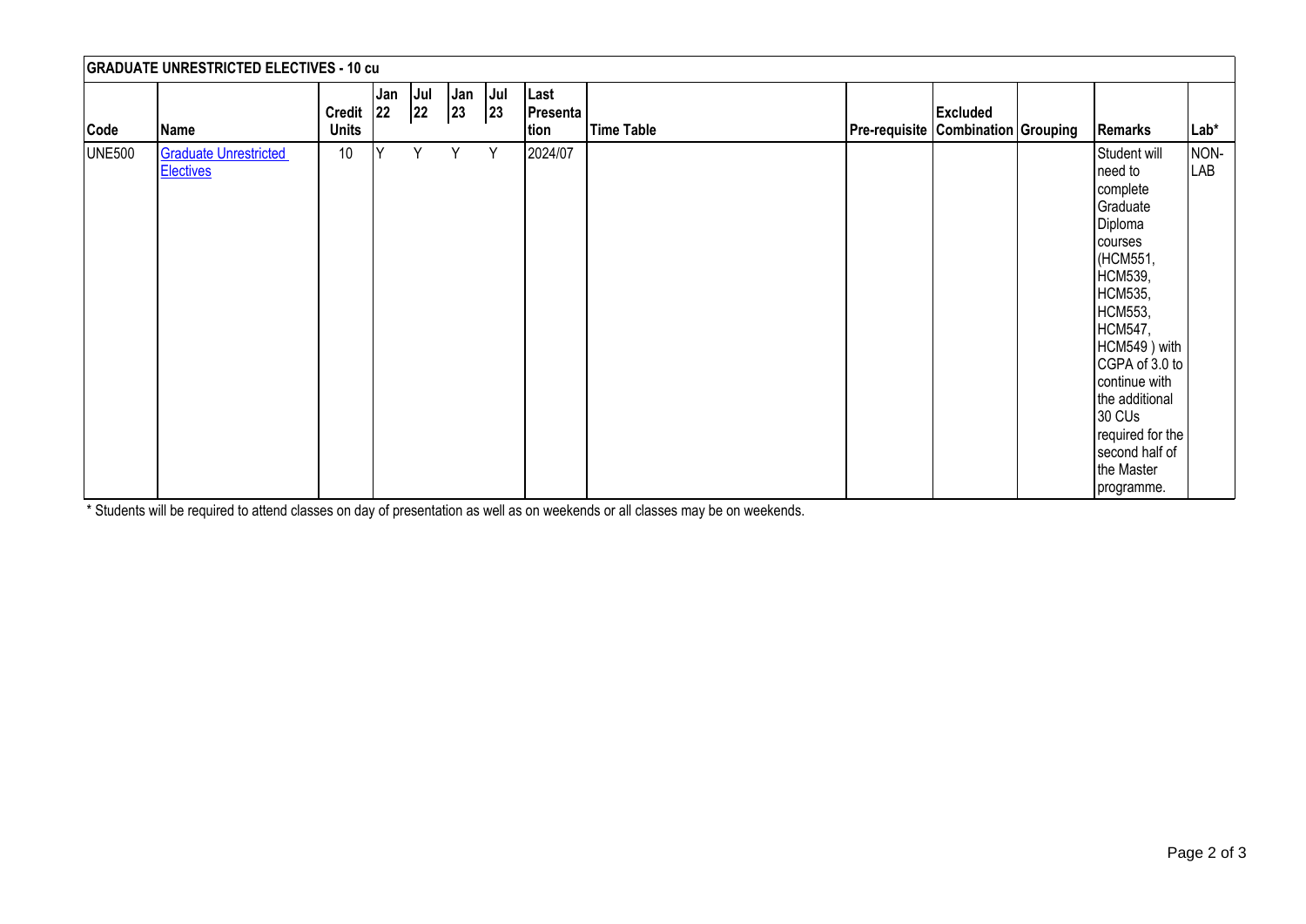## GRADUATE UNRESTRICTED ELECTIVES - 10 cu

| Code | Name | Credit Units | Jan 22 | Jul 22 | Jan 23 | Jul 23 | Last Presentation | Time Table | Pre-requisite | Excluded Combination | Grouping | Remarks | Lab* |
|---|---|---|---|---|---|---|---|---|---|---|---|---|---|
| UNE500 | Graduate Unrestricted Electives | 10 | Y | Y | Y | Y | 2024/07 | | | | | Student will need to complete Graduate Diploma courses (HCM551, HCM539, HCM535, HCM553, HCM547, HCM549 ) with CGPA of 3.0 to continue with the additional 30 CUs required for the second half of the Master programme. | NON-LAB |

* Students will be required to attend classes on day of presentation as well as on weekends or all classes may be on weekends.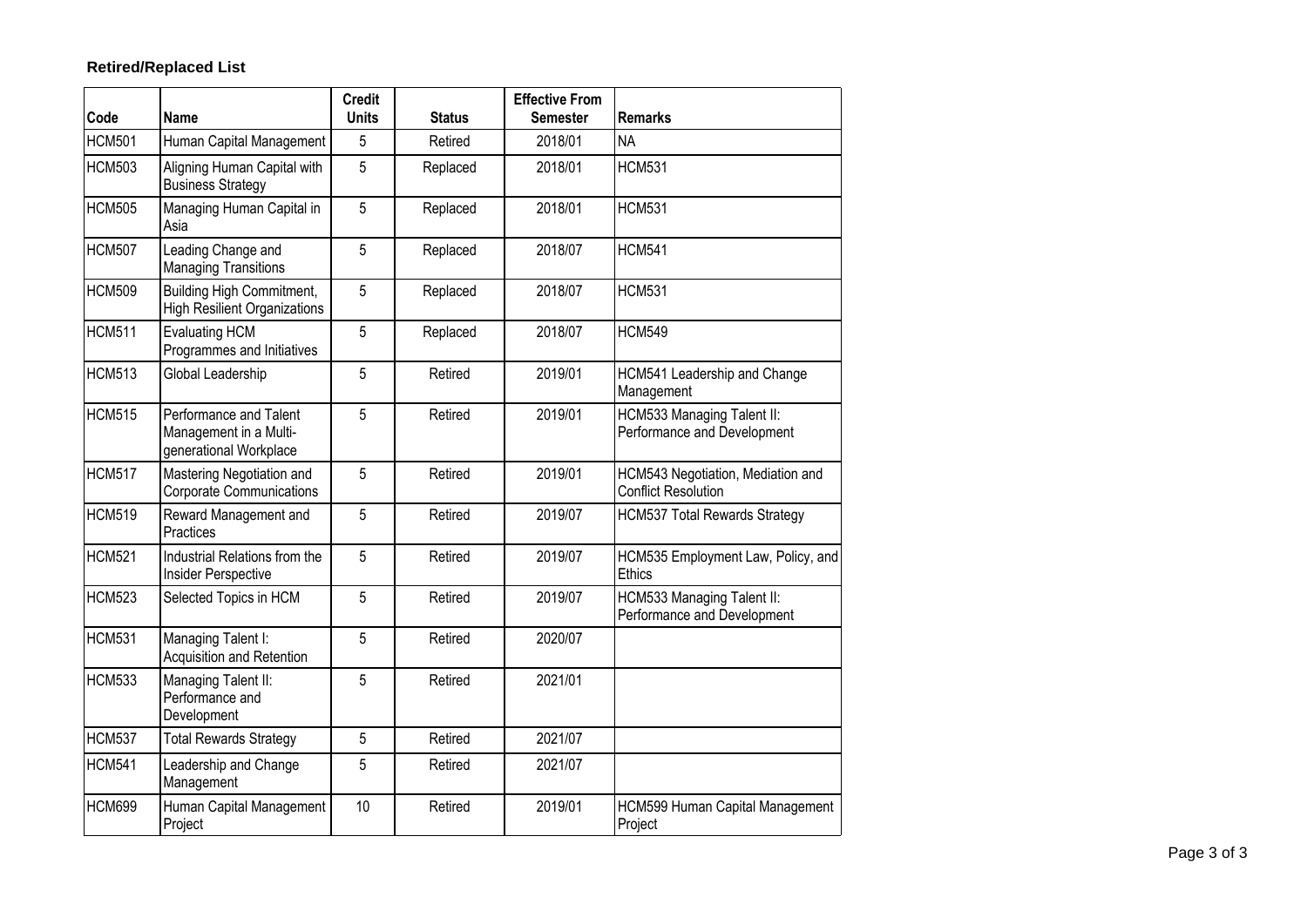**Retired/Replaced List**

| Code | Name | Credit Units | Status | Effective From Semester | Remarks |
|---|---|---|---|---|---|
| HCM501 | Human Capital Management | 5 | Retired | 2018/01 | NA |
| HCM503 | Aligning Human Capital with Business Strategy | 5 | Replaced | 2018/01 | HCM531 |
| HCM505 | Managing Human Capital in Asia | 5 | Replaced | 2018/01 | HCM531 |
| HCM507 | Leading Change and Managing Transitions | 5 | Replaced | 2018/07 | HCM541 |
| HCM509 | Building High Commitment, High Resilient Organizations | 5 | Replaced | 2018/07 | HCM531 |
| HCM511 | Evaluating HCM Programmes and Initiatives | 5 | Replaced | 2018/07 | HCM549 |
| HCM513 | Global Leadership | 5 | Retired | 2019/01 | HCM541 Leadership and Change Management |
| HCM515 | Performance and Talent Management in a Multi-generational Workplace | 5 | Retired | 2019/01 | HCM533 Managing Talent II: Performance and Development |
| HCM517 | Mastering Negotiation and Corporate Communications | 5 | Retired | 2019/01 | HCM543 Negotiation, Mediation and Conflict Resolution |
| HCM519 | Reward Management and Practices | 5 | Retired | 2019/07 | HCM537 Total Rewards Strategy |
| HCM521 | Industrial Relations from the Insider Perspective | 5 | Retired | 2019/07 | HCM535 Employment Law, Policy, and Ethics |
| HCM523 | Selected Topics in HCM | 5 | Retired | 2019/07 | HCM533 Managing Talent II: Performance and Development |
| HCM531 | Managing Talent I: Acquisition and Retention | 5 | Retired | 2020/07 | |
| HCM533 | Managing Talent II: Performance and Development | 5 | Retired | 2021/01 | |
| HCM537 | Total Rewards Strategy | 5 | Retired | 2021/07 | |
| HCM541 | Leadership and Change Management | 5 | Retired | 2021/07 | |
| HCM699 | Human Capital Management Project | 10 | Retired | 2019/01 | HCM599 Human Capital Management Project |